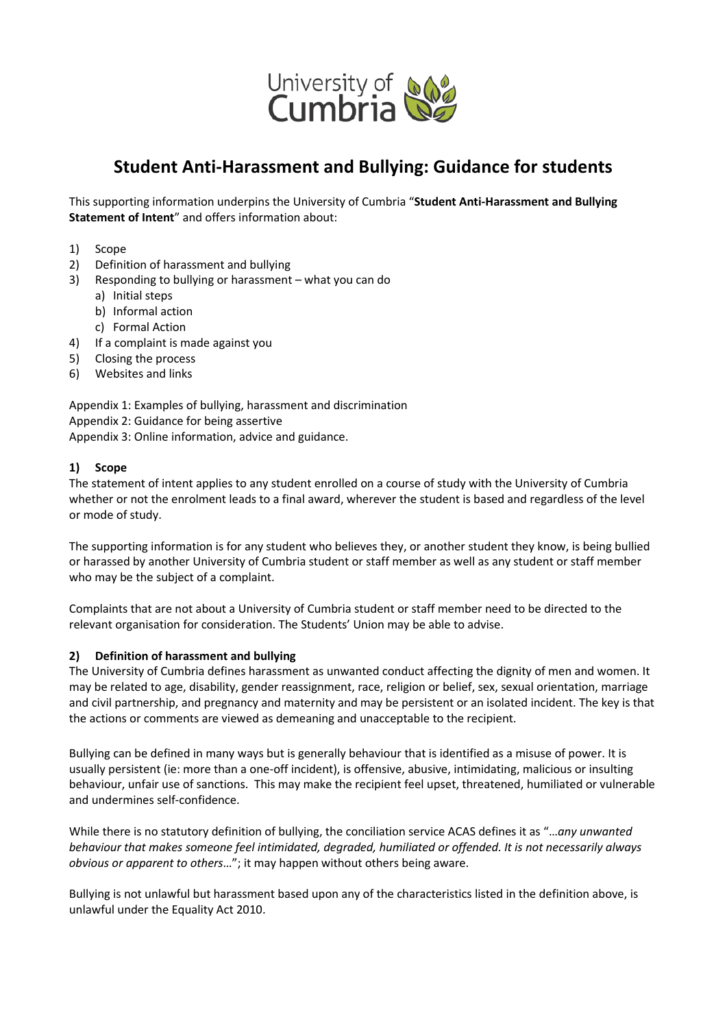# Student Anti-Harassment and Bullying: Guidance for students

This supporting information underpins the University of Cumbria "**Student Anti-Harassment and Bullying Statement of Intent**" and offers information about:

1) Scope
2) Definition of harassment and bullying
3) Responding to bullying or harassment – what you can do
   a) Initial steps
   b) Informal action
   c) Formal Action
4) If a complaint is made against you
5) Closing the process
6) Websites and links

Appendix 1: Examples of bullying, harassment and discrimination
Appendix 2: Guidance for being assertive
Appendix 3: Online information, advice and guidance.

### 1) Scope

The statement of intent applies to any student enrolled on a course of study with the University of Cumbria whether or not the enrolment leads to a final award, wherever the student is based and regardless of the level or mode of study.

The supporting information is for any student who believes they, or another student they know, is being bullied or harassed by another University of Cumbria student or staff member as well as any student or staff member who may be the subject of a complaint.

Complaints that are not about a University of Cumbria student or staff member need to be directed to the relevant organisation for consideration. The Students' Union may be able to advise.

### 2) Definition of harassment and bullying

The University of Cumbria defines harassment as unwanted conduct affecting the dignity of men and women. It may be related to age, disability, gender reassignment, race, religion or belief, sex, sexual orientation, marriage and civil partnership, and pregnancy and maternity and may be persistent or an isolated incident. The key is that the actions or comments are viewed as demeaning and unacceptable to the recipient.

Bullying can be defined in many ways but is generally behaviour that is identified as a misuse of power. It is usually persistent (ie: more than a one-off incident), is offensive, abusive, intimidating, malicious or insulting behaviour, unfair use of sanctions. This may make the recipient feel upset, threatened, humiliated or vulnerable and undermines self-confidence.

While there is no statutory definition of bullying, the conciliation service ACAS defines it as "…*any unwanted behaviour that makes someone feel intimidated, degraded, humiliated or offended. It is not necessarily always obvious or apparent to others*…"; it may happen without others being aware.

Bullying is not unlawful but harassment based upon any of the characteristics listed in the definition above, is unlawful under the Equality Act 2010.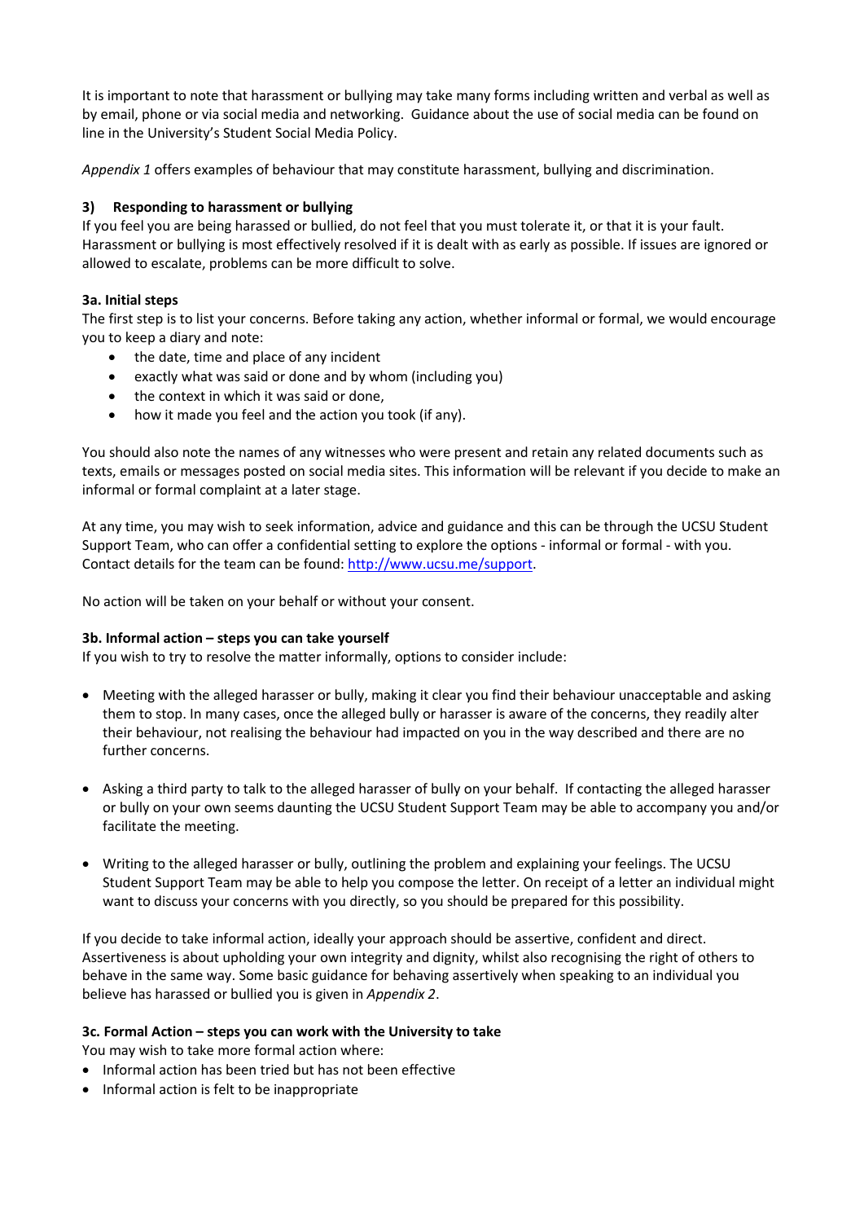It is important to note that harassment or bullying may take many forms including written and verbal as well as by email, phone or via social media and networking. Guidance about the use of social media can be found on line in the University's Student Social Media Policy.

*Appendix 1* offers examples of behaviour that may constitute harassment, bullying and discrimination.

### 3) Responding to harassment or bullying

If you feel you are being harassed or bullied, do not feel that you must tolerate it, or that it is your fault. Harassment or bullying is most effectively resolved if it is dealt with as early as possible. If issues are ignored or allowed to escalate, problems can be more difficult to solve.

#### 3a. Initial steps

The first step is to list your concerns. Before taking any action, whether informal or formal, we would encourage you to keep a diary and note:

- the date, time and place of any incident
- exactly what was said or done and by whom (including you)
- the context in which it was said or done,
- how it made you feel and the action you took (if any).

You should also note the names of any witnesses who were present and retain any related documents such as texts, emails or messages posted on social media sites. This information will be relevant if you decide to make an informal or formal complaint at a later stage.

At any time, you may wish to seek information, advice and guidance and this can be through the UCSU Student Support Team, who can offer a confidential setting to explore the options - informal or formal - with you. Contact details for the team can be found: [http://www.ucsu.me/support](http://www.ucsu.me/support).

No action will be taken on your behalf or without your consent.

#### 3b. Informal action – steps you can take yourself

If you wish to try to resolve the matter informally, options to consider include:

- Meeting with the alleged harasser or bully, making it clear you find their behaviour unacceptable and asking them to stop. In many cases, once the alleged bully or harasser is aware of the concerns, they readily alter their behaviour, not realising the behaviour had impacted on you in the way described and there are no further concerns.

- Asking a third party to talk to the alleged harasser of bully on your behalf. If contacting the alleged harasser or bully on your own seems daunting the UCSU Student Support Team may be able to accompany you and/or facilitate the meeting.

- Writing to the alleged harasser or bully, outlining the problem and explaining your feelings. The UCSU Student Support Team may be able to help you compose the letter. On receipt of a letter an individual might want to discuss your concerns with you directly, so you should be prepared for this possibility.

If you decide to take informal action, ideally your approach should be assertive, confident and direct. Assertiveness is about upholding your own integrity and dignity, whilst also recognising the right of others to behave in the same way. Some basic guidance for behaving assertively when speaking to an individual you believe has harassed or bullied you is given in *Appendix 2*.

#### 3c. Formal Action – steps you can work with the University to take

You may wish to take more formal action where:

- Informal action has been tried but has not been effective
- Informal action is felt to be inappropriate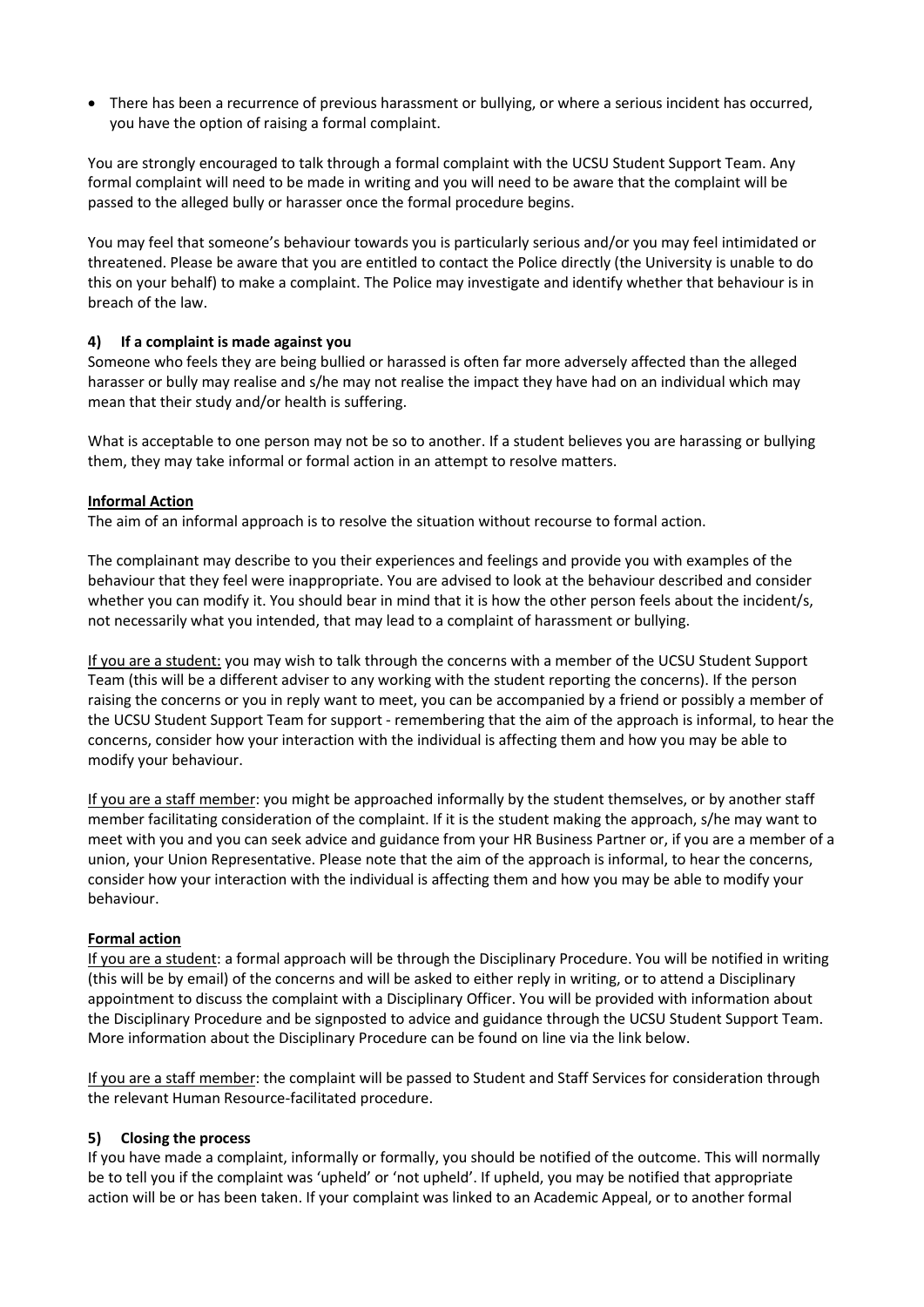- There has been a recurrence of previous harassment or bullying, or where a serious incident has occurred, you have the option of raising a formal complaint.

You are strongly encouraged to talk through a formal complaint with the UCSU Student Support Team. Any formal complaint will need to be made in writing and you will need to be aware that the complaint will be passed to the alleged bully or harasser once the formal procedure begins.

You may feel that someone's behaviour towards you is particularly serious and/or you may feel intimidated or threatened. Please be aware that you are entitled to contact the Police directly (the University is unable to do this on your behalf) to make a complaint. The Police may investigate and identify whether that behaviour is in breach of the law.

### 4) If a complaint is made against you

Someone who feels they are being bullied or harassed is often far more adversely affected than the alleged harasser or bully may realise and s/he may not realise the impact they have had on an individual which may mean that their study and/or health is suffering.

What is acceptable to one person may not be so to another. If a student believes you are harassing or bullying them, they may take informal or formal action in an attempt to resolve matters.

**Informal Action**

The aim of an informal approach is to resolve the situation without recourse to formal action.

The complainant may describe to you their experiences and feelings and provide you with examples of the behaviour that they feel were inappropriate. You are advised to look at the behaviour described and consider whether you can modify it. You should bear in mind that it is how the other person feels about the incident/s, not necessarily what you intended, that may lead to a complaint of harassment or bullying.

If you are a student: you may wish to talk through the concerns with a member of the UCSU Student Support Team (this will be a different adviser to any working with the student reporting the concerns). If the person raising the concerns or you in reply want to meet, you can be accompanied by a friend or possibly a member of the UCSU Student Support Team for support - remembering that the aim of the approach is informal, to hear the concerns, consider how your interaction with the individual is affecting them and how you may be able to modify your behaviour.

If you are a staff member: you might be approached informally by the student themselves, or by another staff member facilitating consideration of the complaint. If it is the student making the approach, s/he may want to meet with you and you can seek advice and guidance from your HR Business Partner or, if you are a member of a union, your Union Representative. Please note that the aim of the approach is informal, to hear the concerns, consider how your interaction with the individual is affecting them and how you may be able to modify your behaviour.

**Formal action**

If you are a student: a formal approach will be through the Disciplinary Procedure. You will be notified in writing (this will be by email) of the concerns and will be asked to either reply in writing, or to attend a Disciplinary appointment to discuss the complaint with a Disciplinary Officer. You will be provided with information about the Disciplinary Procedure and be signposted to advice and guidance through the UCSU Student Support Team. More information about the Disciplinary Procedure can be found on line via the link below.

If you are a staff member: the complaint will be passed to Student and Staff Services for consideration through the relevant Human Resource-facilitated procedure.

### 5) Closing the process

If you have made a complaint, informally or formally, you should be notified of the outcome. This will normally be to tell you if the complaint was 'upheld' or 'not upheld'. If upheld, you may be notified that appropriate action will be or has been taken. If your complaint was linked to an Academic Appeal, or to another formal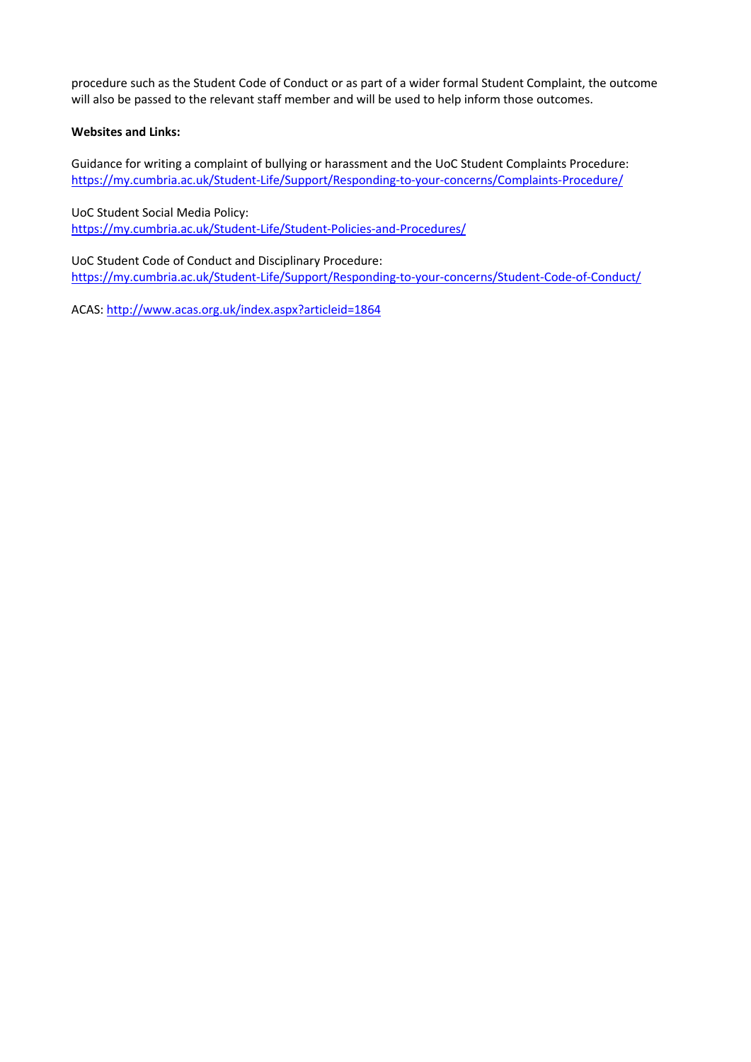procedure such as the Student Code of Conduct or as part of a wider formal Student Complaint, the outcome will also be passed to the relevant staff member and will be used to help inform those outcomes.

**Websites and Links:**

Guidance for writing a complaint of bullying or harassment and the UoC Student Complaints Procedure:
https://my.cumbria.ac.uk/Student-Life/Support/Responding-to-your-concerns/Complaints-Procedure/

UoC Student Social Media Policy:
https://my.cumbria.ac.uk/Student-Life/Student-Policies-and-Procedures/

UoC Student Code of Conduct and Disciplinary Procedure:
https://my.cumbria.ac.uk/Student-Life/Support/Responding-to-your-concerns/Student-Code-of-Conduct/

ACAS: http://www.acas.org.uk/index.aspx?articleid=1864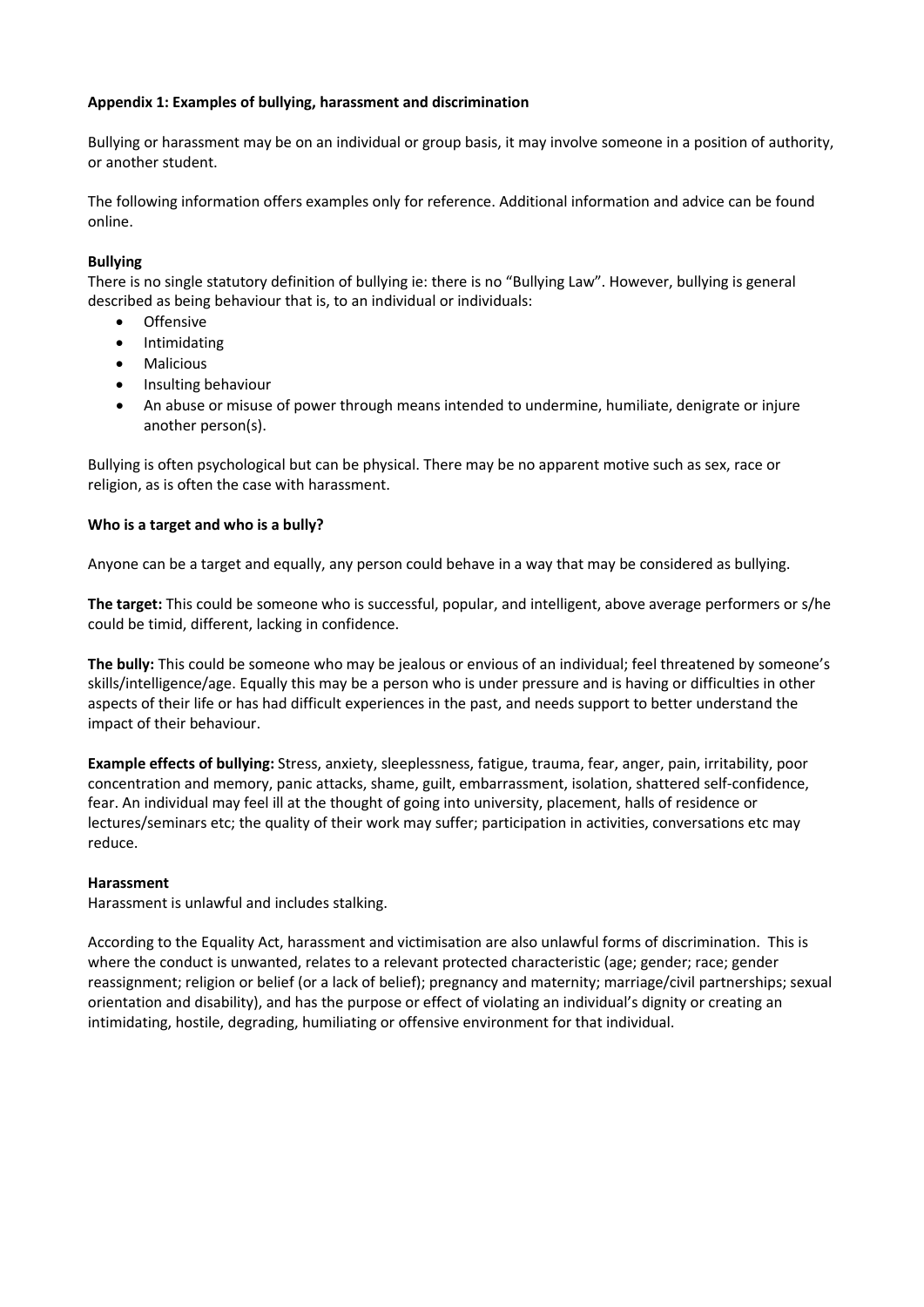**Appendix 1: Examples of bullying, harassment and discrimination**

Bullying or harassment may be on an individual or group basis, it may involve someone in a position of authority, or another student.

The following information offers examples only for reference. Additional information and advice can be found online.

**Bullying**

There is no single statutory definition of bullying ie: there is no "Bullying Law". However, bullying is general described as being behaviour that is, to an individual or individuals:

- Offensive
- Intimidating
- Malicious
- Insulting behaviour
- An abuse or misuse of power through means intended to undermine, humiliate, denigrate or injure another person(s).

Bullying is often psychological but can be physical. There may be no apparent motive such as sex, race or religion, as is often the case with harassment.

**Who is a target and who is a bully?**

Anyone can be a target and equally, any person could behave in a way that may be considered as bullying.

**The target:** This could be someone who is successful, popular, and intelligent, above average performers or s/he could be timid, different, lacking in confidence.

**The bully:** This could be someone who may be jealous or envious of an individual; feel threatened by someone's skills/intelligence/age. Equally this may be a person who is under pressure and is having or difficulties in other aspects of their life or has had difficult experiences in the past, and needs support to better understand the impact of their behaviour.

**Example effects of bullying:** Stress, anxiety, sleeplessness, fatigue, trauma, fear, anger, pain, irritability, poor concentration and memory, panic attacks, shame, guilt, embarrassment, isolation, shattered self-confidence, fear. An individual may feel ill at the thought of going into university, placement, halls of residence or lectures/seminars etc; the quality of their work may suffer; participation in activities, conversations etc may reduce.

**Harassment**

Harassment is unlawful and includes stalking.

According to the Equality Act, harassment and victimisation are also unlawful forms of discrimination. This is where the conduct is unwanted, relates to a relevant protected characteristic (age; gender; race; gender reassignment; religion or belief (or a lack of belief); pregnancy and maternity; marriage/civil partnerships; sexual orientation and disability), and has the purpose or effect of violating an individual's dignity or creating an intimidating, hostile, degrading, humiliating or offensive environment for that individual.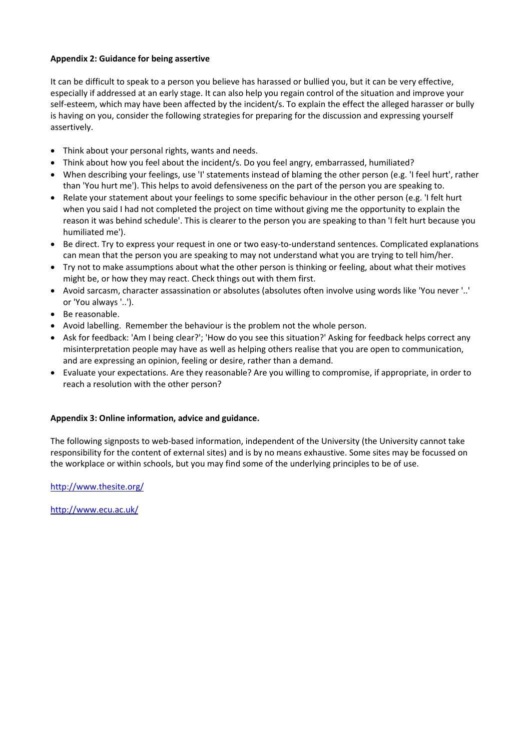**Appendix 2: Guidance for being assertive**

It can be difficult to speak to a person you believe has harassed or bullied you, but it can be very effective, especially if addressed at an early stage. It can also help you regain control of the situation and improve your self-esteem, which may have been affected by the incident/s. To explain the effect the alleged harasser or bully is having on you, consider the following strategies for preparing for the discussion and expressing yourself assertively.

- Think about your personal rights, wants and needs.
- Think about how you feel about the incident/s. Do you feel angry, embarrassed, humiliated?
- When describing your feelings, use 'I' statements instead of blaming the other person (e.g. 'I feel hurt', rather than 'You hurt me'). This helps to avoid defensiveness on the part of the person you are speaking to.
- Relate your statement about your feelings to some specific behaviour in the other person (e.g. 'I felt hurt when you said I had not completed the project on time without giving me the opportunity to explain the reason it was behind schedule'. This is clearer to the person you are speaking to than 'I felt hurt because you humiliated me').
- Be direct. Try to express your request in one or two easy-to-understand sentences. Complicated explanations can mean that the person you are speaking to may not understand what you are trying to tell him/her.
- Try not to make assumptions about what the other person is thinking or feeling, about what their motives might be, or how they may react. Check things out with them first.
- Avoid sarcasm, character assassination or absolutes (absolutes often involve using words like 'You never '..' or 'You always '..').
- Be reasonable.
- Avoid labelling. Remember the behaviour is the problem not the whole person.
- Ask for feedback: 'Am I being clear?'; 'How do you see this situation?' Asking for feedback helps correct any misinterpretation people may have as well as helping others realise that you are open to communication, and are expressing an opinion, feeling or desire, rather than a demand.
- Evaluate your expectations. Are they reasonable? Are you willing to compromise, if appropriate, in order to reach a resolution with the other person?

**Appendix 3: Online information, advice and guidance.**

The following signposts to web-based information, independent of the University (the University cannot take responsibility for the content of external sites) and is by no means exhaustive. Some sites may be focussed on the workplace or within schools, but you may find some of the underlying principles to be of use.

http://www.thesite.org/

http://www.ecu.ac.uk/